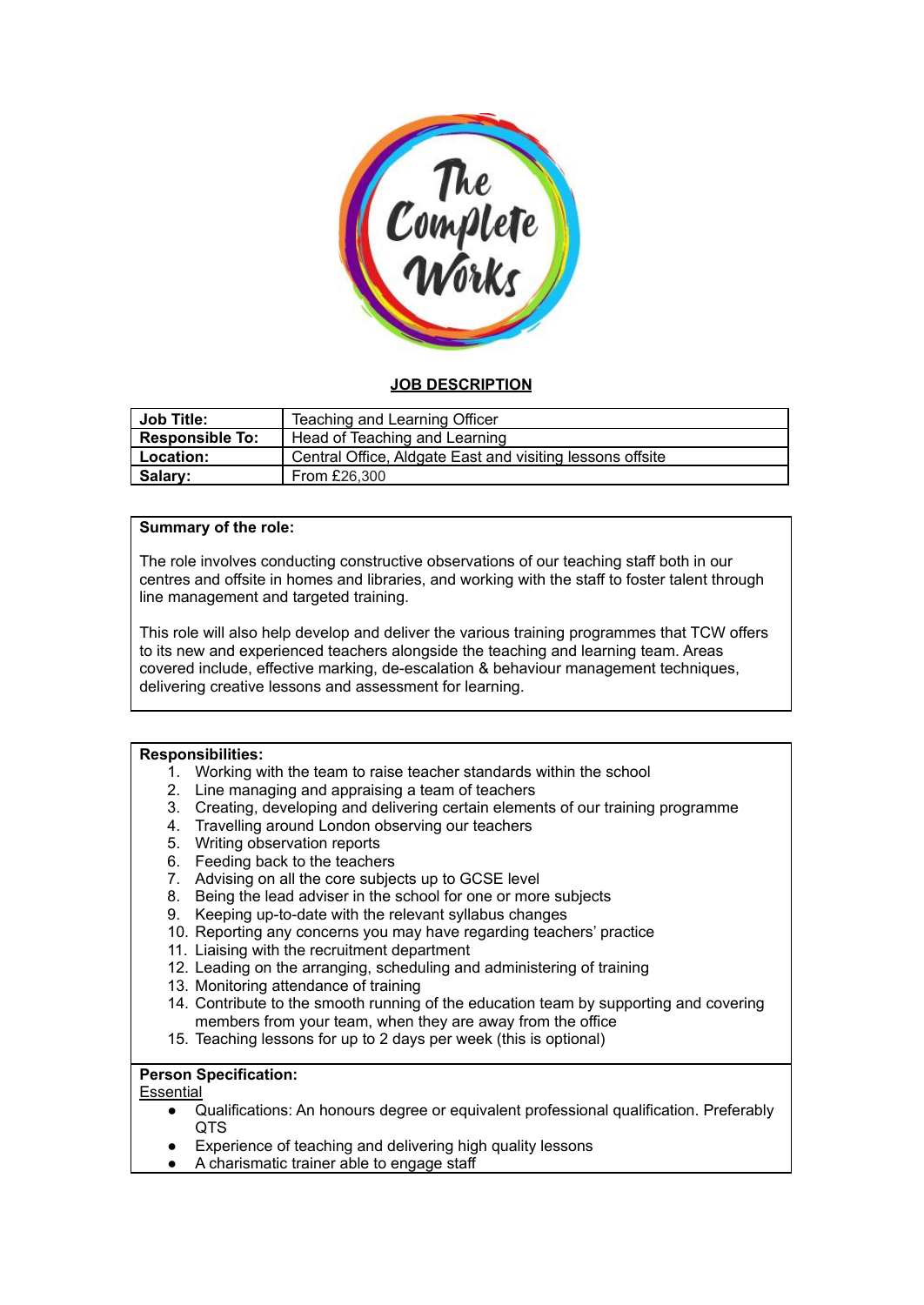# JOB DESCRIPTION

| | |
|---|---|
| **Job Title:** | Teaching and Learning Officer |
| **Responsible To:** | Head of Teaching and Learning |
| **Location:** | Central Office, Aldgate East and visiting lessons offsite |
| **Salary:** | From £26,300 |

**Summary of the role:**

The role involves conducting constructive observations of our teaching staff both in our centres and offsite in homes and libraries, and working with the staff to foster talent through line management and targeted training.

This role will also help develop and deliver the various training programmes that TCW offers to its new and experienced teachers alongside the teaching and learning team. Areas covered include, effective marking, de-escalation & behaviour management techniques, delivering creative lessons and assessment for learning.

**Responsibilities:**

1. Working with the team to raise teacher standards within the school
2. Line managing and appraising a team of teachers
3. Creating, developing and delivering certain elements of our training programme
4. Travelling around London observing our teachers
5. Writing observation reports
6. Feeding back to the teachers
7. Advising on all the core subjects up to GCSE level
8. Being the lead adviser in the school for one or more subjects
9. Keeping up-to-date with the relevant syllabus changes
10. Reporting any concerns you may have regarding teachers' practice
11. Liaising with the recruitment department
12. Leading on the arranging, scheduling and administering of training
13. Monitoring attendance of training
14. Contribute to the smooth running of the education team by supporting and covering members from your team, when they are away from the office
15. Teaching lessons for up to 2 days per week (this is optional)

**Person Specification:**

Essential

- Qualifications: An honours degree or equivalent professional qualification. Preferably QTS
- Experience of teaching and delivering high quality lessons
- A charismatic trainer able to engage staff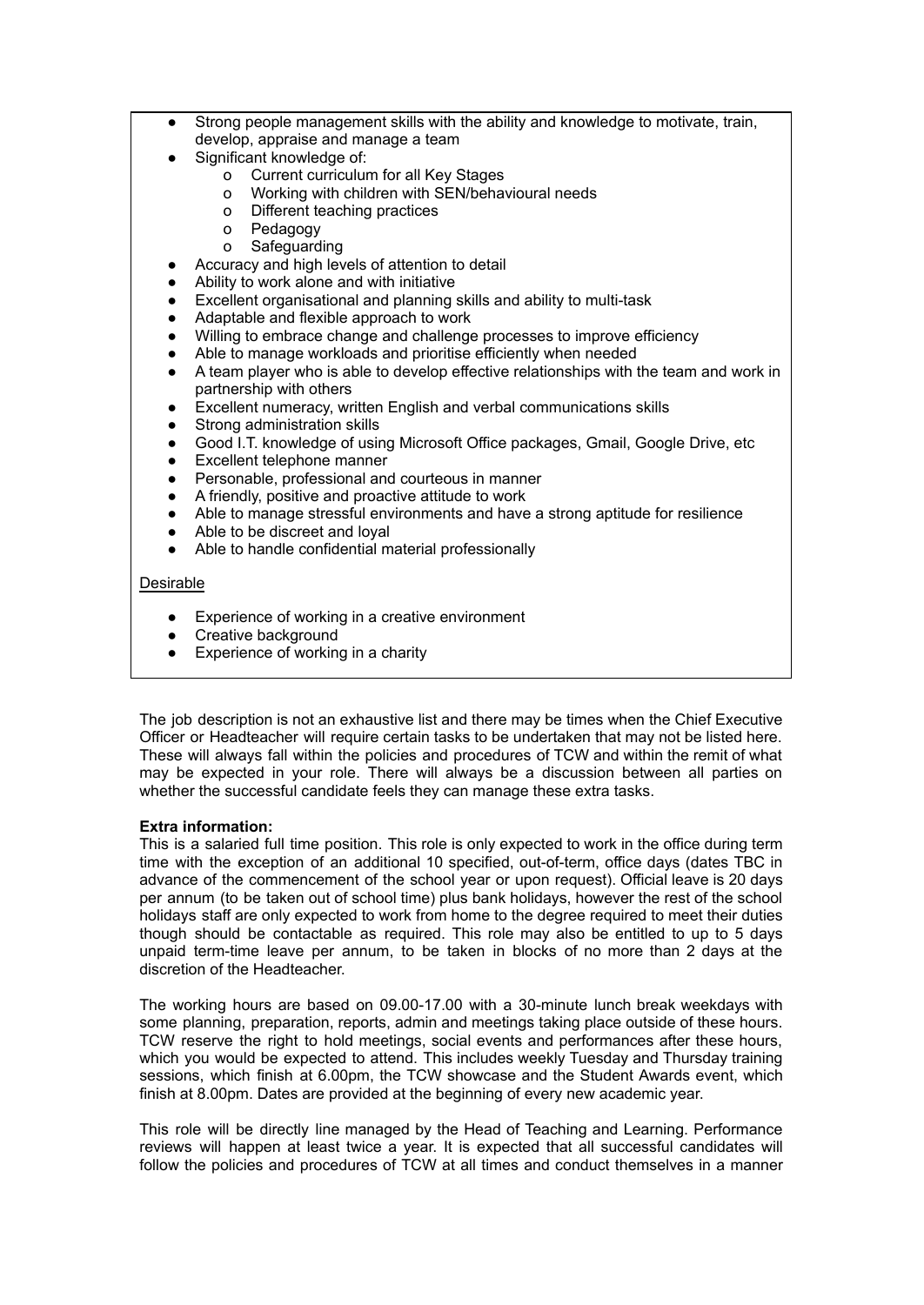- Strong people management skills with the ability and knowledge to motivate, train, develop, appraise and manage a team
- Significant knowledge of:
    - Current curriculum for all Key Stages
    - Working with children with SEN/behavioural needs
    - Different teaching practices
    - Pedagogy
    - Safeguarding
- Accuracy and high levels of attention to detail
- Ability to work alone and with initiative
- Excellent organisational and planning skills and ability to multi-task
- Adaptable and flexible approach to work
- Willing to embrace change and challenge processes to improve efficiency
- Able to manage workloads and prioritise efficiently when needed
- A team player who is able to develop effective relationships with the team and work in partnership with others
- Excellent numeracy, written English and verbal communications skills
- Strong administration skills
- Good I.T. knowledge of using Microsoft Office packages, Gmail, Google Drive, etc
- Excellent telephone manner
- Personable, professional and courteous in manner
- A friendly, positive and proactive attitude to work
- Able to manage stressful environments and have a strong aptitude for resilience
- Able to be discreet and loyal
- Able to handle confidential material professionally

Desirable

- Experience of working in a creative environment
- Creative background
- Experience of working in a charity

The job description is not an exhaustive list and there may be times when the Chief Executive Officer or Headteacher will require certain tasks to be undertaken that may not be listed here. These will always fall within the policies and procedures of TCW and within the remit of what may be expected in your role. There will always be a discussion between all parties on whether the successful candidate feels they can manage these extra tasks.

**Extra information:**

This is a salaried full time position. This role is only expected to work in the office during term time with the exception of an additional 10 specified, out-of-term, office days (dates TBC in advance of the commencement of the school year or upon request). Official leave is 20 days per annum (to be taken out of school time) plus bank holidays, however the rest of the school holidays staff are only expected to work from home to the degree required to meet their duties though should be contactable as required. This role may also be entitled to up to 5 days unpaid term-time leave per annum, to be taken in blocks of no more than 2 days at the discretion of the Headteacher.

The working hours are based on 09.00-17.00 with a 30-minute lunch break weekdays with some planning, preparation, reports, admin and meetings taking place outside of these hours. TCW reserve the right to hold meetings, social events and performances after these hours, which you would be expected to attend. This includes weekly Tuesday and Thursday training sessions, which finish at 6.00pm, the TCW showcase and the Student Awards event, which finish at 8.00pm. Dates are provided at the beginning of every new academic year.

This role will be directly line managed by the Head of Teaching and Learning. Performance reviews will happen at least twice a year. It is expected that all successful candidates will follow the policies and procedures of TCW at all times and conduct themselves in a manner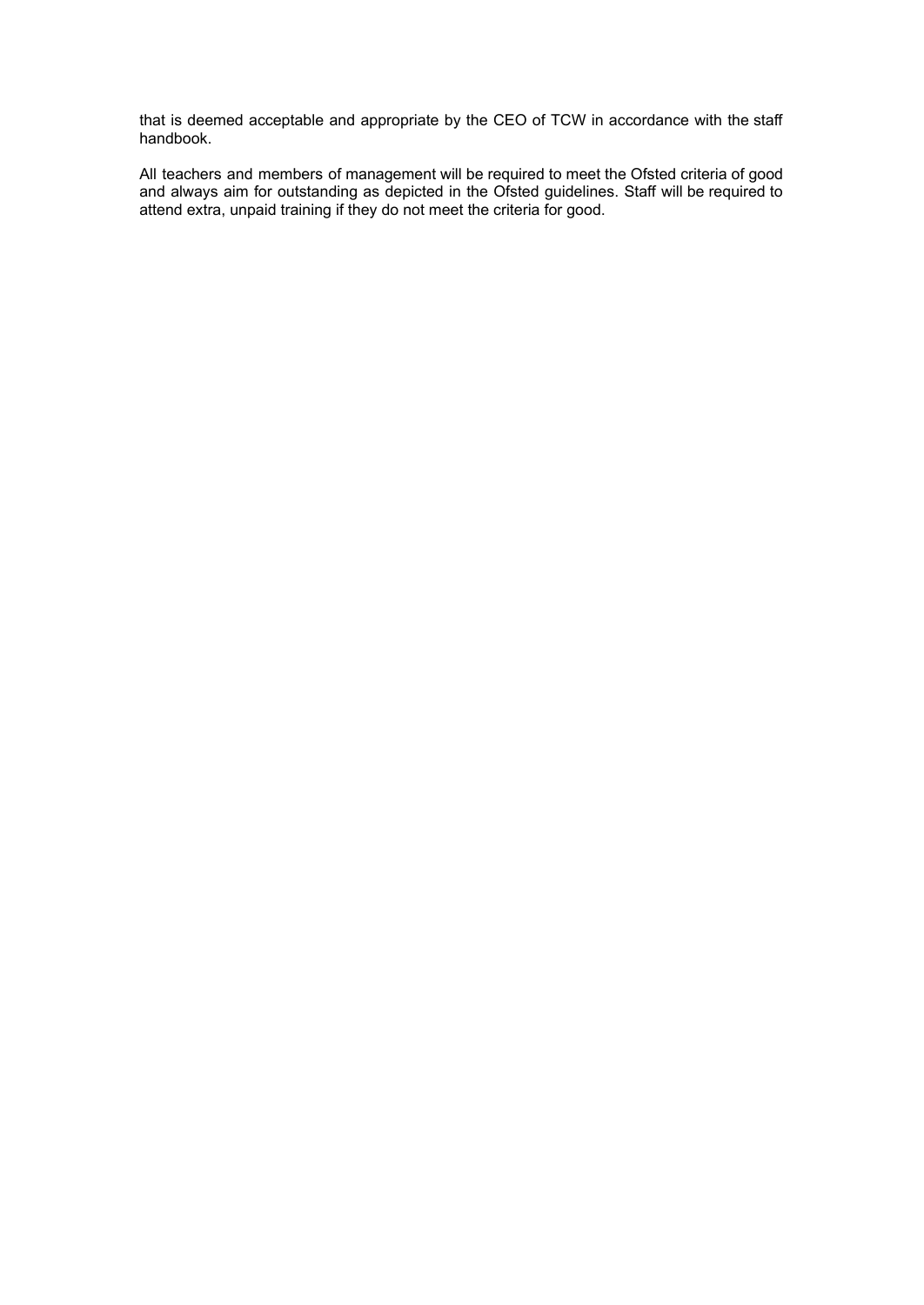that is deemed acceptable and appropriate by the CEO of TCW in accordance with the staff handbook.

All teachers and members of management will be required to meet the Ofsted criteria of good and always aim for outstanding as depicted in the Ofsted guidelines. Staff will be required to attend extra, unpaid training if they do not meet the criteria for good.